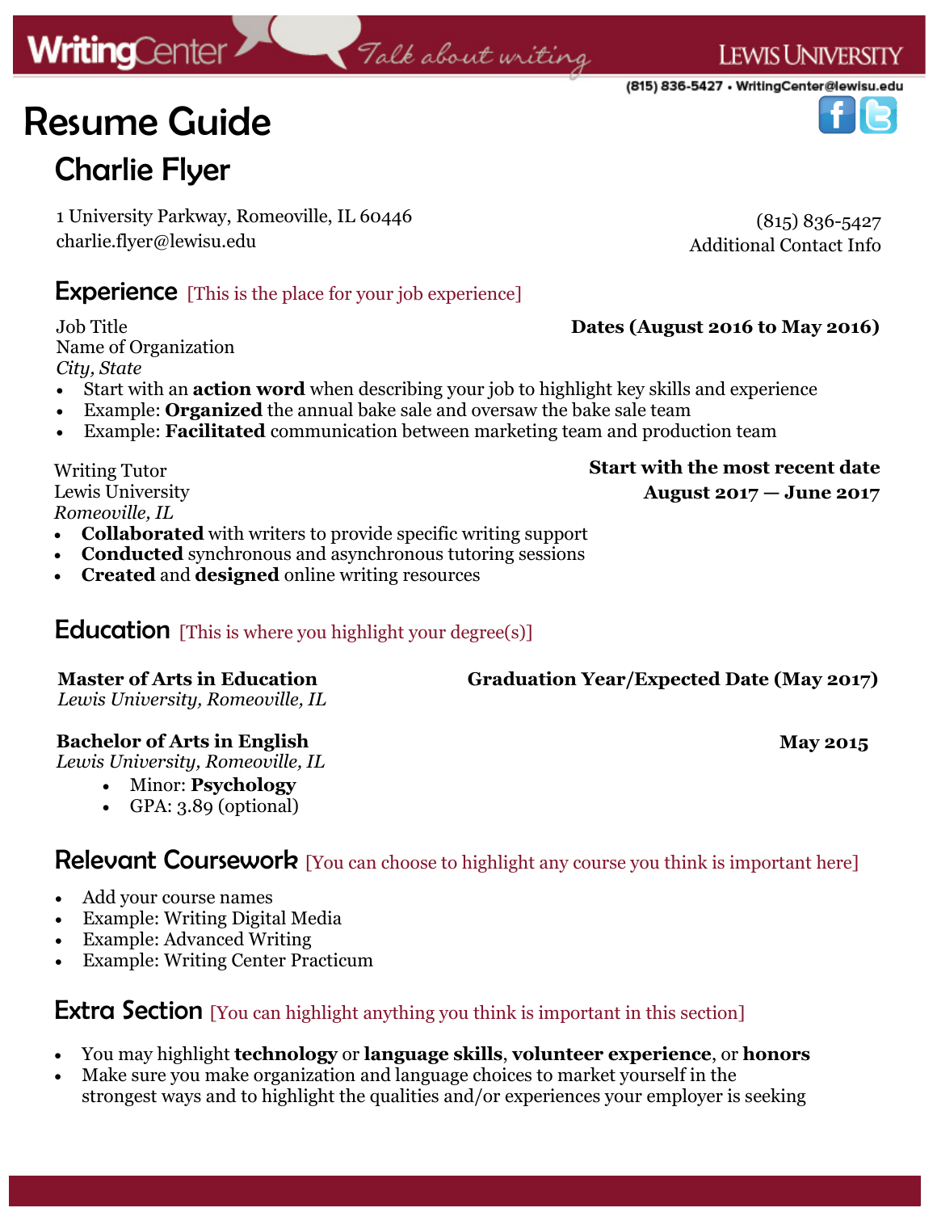# Resume Guide

## Charlie Flyer

1 University Parkway, Romeoville, IL 60446
charlie.flyer@lewisu.edu

(815) 836-5427
Additional Contact Info

## Experience [This is the place for your job experience]

Job Title **Dates (August 2016 to May 2016)**
Name of Organization
*City, State*

- Start with an **action word** when describing your job to highlight key skills and experience
- Example: **Organized** the annual bake sale and oversaw the bake sale team
- Example: **Facilitated** communication between marketing team and production team

Writing Tutor **Start with the most recent date**
Lewis University **August 2017 — June 2017**
*Romeoville, IL*

- **Collaborated** with writers to provide specific writing support
- **Conducted** synchronous and asynchronous tutoring sessions
- **Created** and **designed** online writing resources

## Education [This is where you highlight your degree(s)]

**Master of Arts in Education** **Graduation Year/Expected Date (May 2017)**
*Lewis University, Romeoville, IL*

**Bachelor of Arts in English** **May 2015**
*Lewis University, Romeoville, IL*

- Minor: **Psychology**
- GPA: 3.89 (optional)

## Relevant Coursework [You can choose to highlight any course you think is important here]

- Add your course names
- Example: Writing Digital Media
- Example: Advanced Writing
- Example: Writing Center Practicum

## Extra Section [You can highlight anything you think is important in this section]

- You may highlight **technology** or **language skills**, **volunteer experience**, or **honors**
- Make sure you make organization and language choices to market yourself in the strongest ways and to highlight the qualities and/or experiences your employer is seeking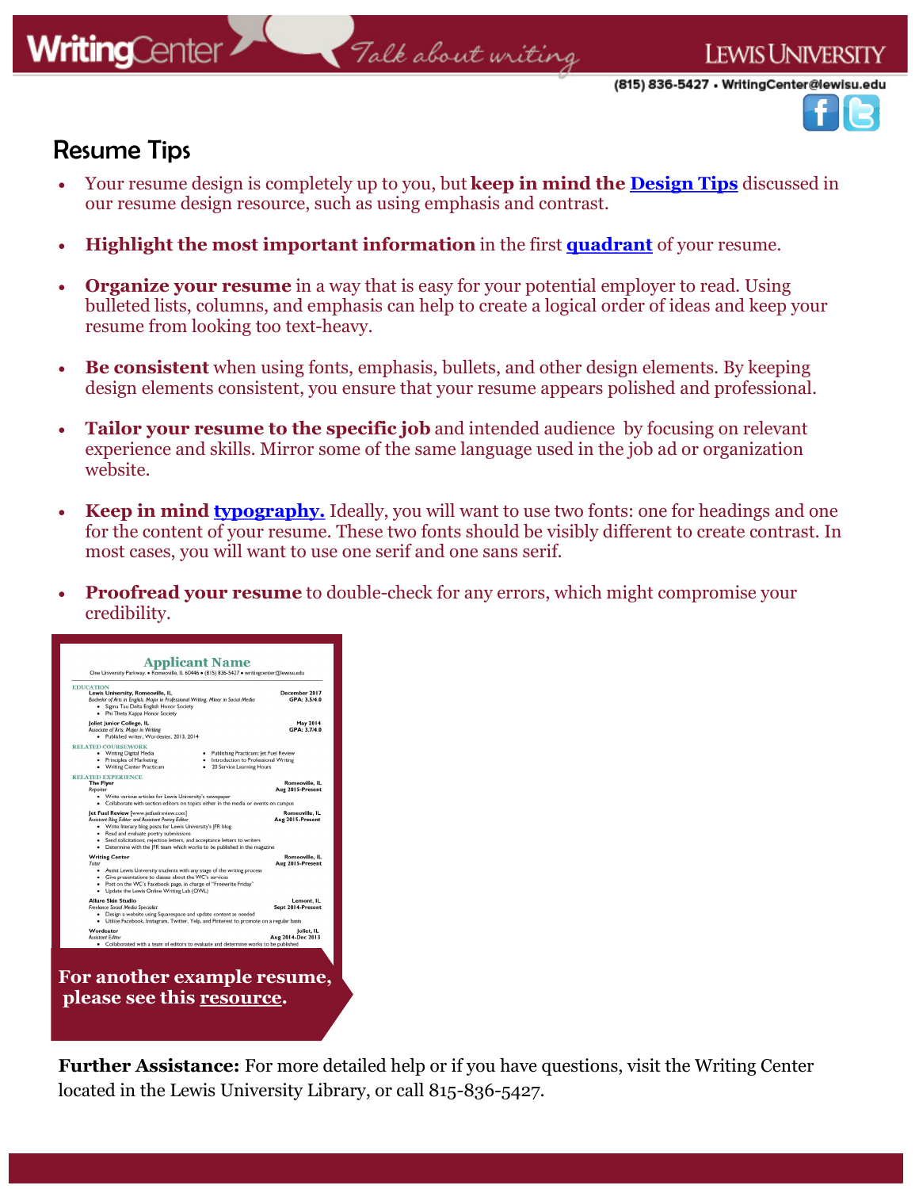## Resume Tips

- Your resume design is completely up to you, but **keep in mind the Design Tips** discussed in our resume design resource, such as using emphasis and contrast.
- **Highlight the most important information** in the first **quadrant** of your resume.
- **Organize your resume** in a way that is easy for your potential employer to read. Using bulleted lists, columns, and emphasis can help to create a logical order of ideas and keep your resume from looking too text-heavy.
- **Be consistent** when using fonts, emphasis, bullets, and other design elements. By keeping design elements consistent, you ensure that your resume appears polished and professional.
- **Tailor your resume to the specific job** and intended audience by focusing on relevant experience and skills. Mirror some of the same language used in the job ad or organization website.
- **Keep in mind typography.** Ideally, you will want to use two fonts: one for headings and one for the content of your resume. These two fonts should be visibly different to create contrast. In most cases, you will want to use one serif and one sans serif.
- **Proofread your resume** to double-check for any errors, which might compromise your credibility.

**For another example resume, please see this resource.**

**Further Assistance:** For more detailed help or if you have questions, visit the Writing Center located in the Lewis University Library, or call 815-836-5427.